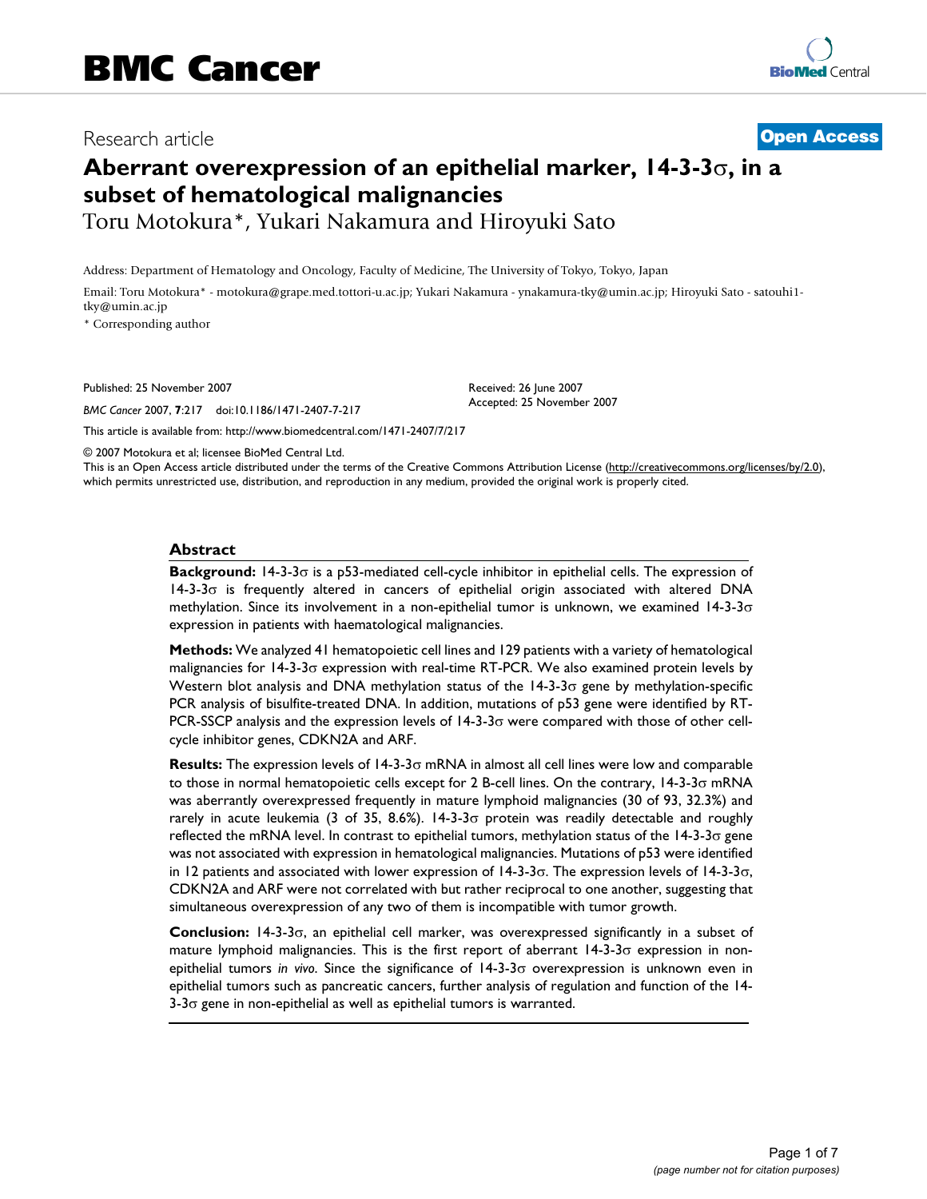# BMC Cancer

Research article

**Open Access**

# Aberrant overexpression of an epithelial marker, 14-3-3σ, in a subset of hematological malignancies

Toru Motokura*, Yukari Nakamura and Hiroyuki Sato

Address: Department of Hematology and Oncology, Faculty of Medicine, The University of Tokyo, Tokyo, Japan

Email: Toru Motokura* - motokura@grape.med.tottori-u.ac.jp; Yukari Nakamura - ynakamura-tky@umin.ac.jp; Hiroyuki Sato - satouhi1-tky@umin.ac.jp

\* Corresponding author

Published: 25 November 2007

*BMC Cancer* 2007, **7**:217 doi:10.1186/1471-2407-7-217

Received: 26 June 2007
Accepted: 25 November 2007

This article is available from: http://www.biomedcentral.com/1471-2407/7/217

© 2007 Motokura et al; licensee BioMed Central Ltd.

This is an Open Access article distributed under the terms of the Creative Commons Attribution License (http://creativecommons.org/licenses/by/2.0), which permits unrestricted use, distribution, and reproduction in any medium, provided the original work is properly cited.

## Abstract

**Background:** 14-3-3σ is a p53-mediated cell-cycle inhibitor in epithelial cells. The expression of 14-3-3σ is frequently altered in cancers of epithelial origin associated with altered DNA methylation. Since its involvement in a non-epithelial tumor is unknown, we examined 14-3-3σ expression in patients with haematological malignancies.

**Methods:** We analyzed 41 hematopoietic cell lines and 129 patients with a variety of hematological malignancies for 14-3-3σ expression with real-time RT-PCR. We also examined protein levels by Western blot analysis and DNA methylation status of the 14-3-3σ gene by methylation-specific PCR analysis of bisulfite-treated DNA. In addition, mutations of p53 gene were identified by RT-PCR-SSCP analysis and the expression levels of 14-3-3σ were compared with those of other cell-cycle inhibitor genes, CDKN2A and ARF.

**Results:** The expression levels of 14-3-3σ mRNA in almost all cell lines were low and comparable to those in normal hematopoietic cells except for 2 B-cell lines. On the contrary, 14-3-3σ mRNA was aberrantly overexpressed frequently in mature lymphoid malignancies (30 of 93, 32.3%) and rarely in acute leukemia (3 of 35, 8.6%). 14-3-3σ protein was readily detectable and roughly reflected the mRNA level. In contrast to epithelial tumors, methylation status of the 14-3-3σ gene was not associated with expression in hematological malignancies. Mutations of p53 were identified in 12 patients and associated with lower expression of 14-3-3σ. The expression levels of 14-3-3σ, CDKN2A and ARF were not correlated with but rather reciprocal to one another, suggesting that simultaneous overexpression of any two of them is incompatible with tumor growth.

**Conclusion:** 14-3-3σ, an epithelial cell marker, was overexpressed significantly in a subset of mature lymphoid malignancies. This is the first report of aberrant 14-3-3σ expression in non-epithelial tumors *in vivo*. Since the significance of 14-3-3σ overexpression is unknown even in epithelial tumors such as pancreatic cancers, further analysis of regulation and function of the 14-3-3σ gene in non-epithelial as well as epithelial tumors is warranted.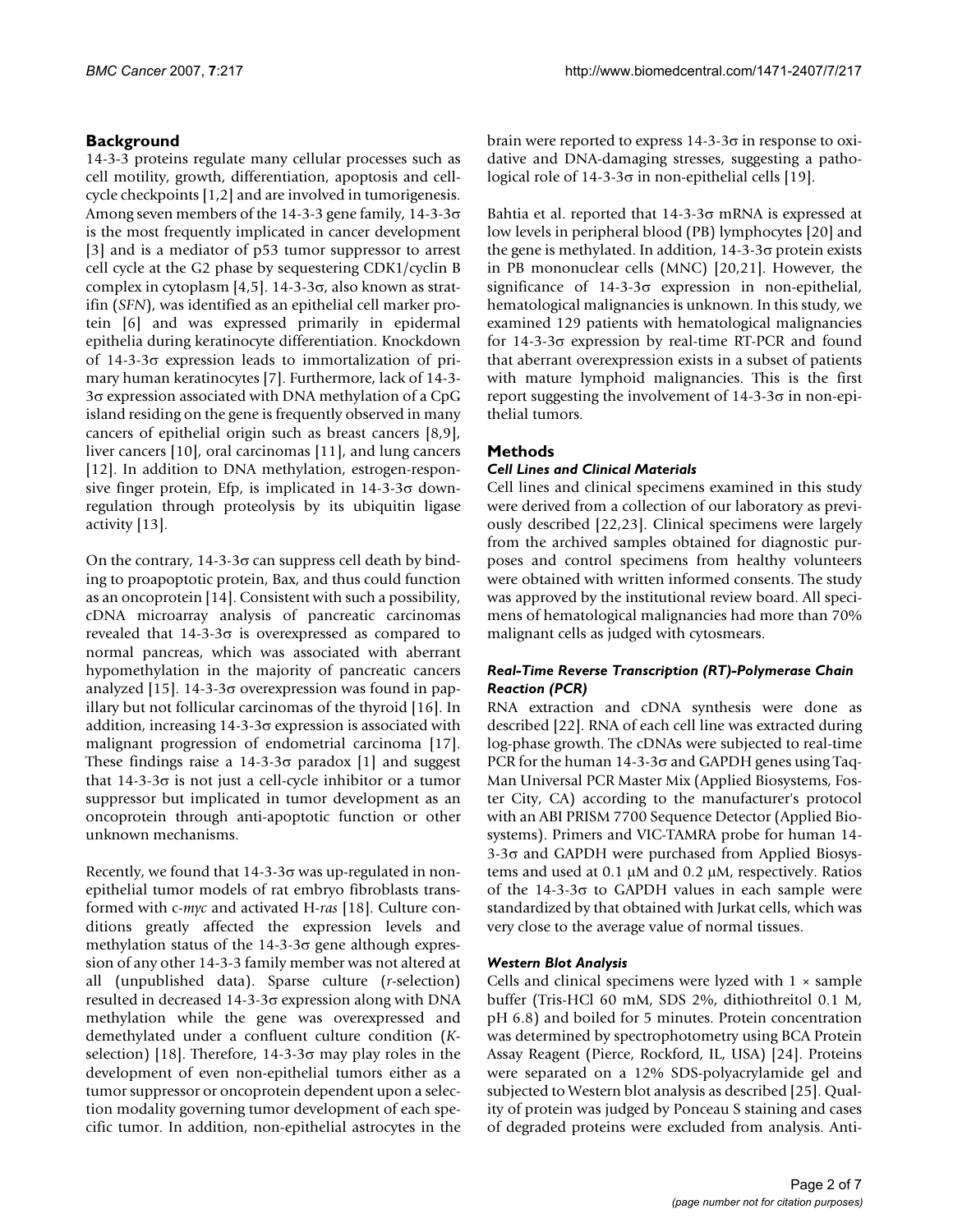## Background

14-3-3 proteins regulate many cellular processes such as cell motility, growth, differentiation, apoptosis and cell-cycle checkpoints [1,2] and are involved in tumorigenesis. Among seven members of the 14-3-3 gene family, 14-3-3σ is the most frequently implicated in cancer development [3] and is a mediator of p53 tumor suppressor to arrest cell cycle at the G2 phase by sequestering CDK1/cyclin B complex in cytoplasm [4,5]. 14-3-3σ, also known as stratifin (*SFN*), was identified as an epithelial cell marker protein [6] and was expressed primarily in epidermal epithelia during keratinocyte differentiation. Knockdown of 14-3-3σ expression leads to immortalization of primary human keratinocytes [7]. Furthermore, lack of 14-3-3σ expression associated with DNA methylation of a CpG island residing on the gene is frequently observed in many cancers of epithelial origin such as breast cancers [8,9], liver cancers [10], oral carcinomas [11], and lung cancers [12]. In addition to DNA methylation, estrogen-responsive finger protein, Efp, is implicated in 14-3-3σ down-regulation through proteolysis by its ubiquitin ligase activity [13].

On the contrary, 14-3-3σ can suppress cell death by binding to proapoptotic protein, Bax, and thus could function as an oncoprotein [14]. Consistent with such a possibility, cDNA microarray analysis of pancreatic carcinomas revealed that 14-3-3σ is overexpressed as compared to normal pancreas, which was associated with aberrant hypomethylation in the majority of pancreatic cancers analyzed [15]. 14-3-3σ overexpression was found in papillary but not follicular carcinomas of the thyroid [16]. In addition, increasing 14-3-3σ expression is associated with malignant progression of endometrial carcinoma [17]. These findings raise a 14-3-3σ paradox [1] and suggest that 14-3-3σ is not just a cell-cycle inhibitor or a tumor suppressor but implicated in tumor development as an oncoprotein through anti-apoptotic function or other unknown mechanisms.

Recently, we found that 14-3-3σ was up-regulated in non-epithelial tumor models of rat embryo fibroblasts transformed with c-*myc* and activated H-*ras* [18]. Culture conditions greatly affected the expression levels and methylation status of the 14-3-3σ gene although expression of any other 14-3-3 family member was not altered at all (unpublished data). Sparse culture (*r*-selection) resulted in decreased 14-3-3σ expression along with DNA methylation while the gene was overexpressed and demethylated under a confluent culture condition (*K*-selection) [18]. Therefore, 14-3-3σ may play roles in the development of even non-epithelial tumors either as a tumor suppressor or oncoprotein dependent upon a selection modality governing tumor development of each specific tumor. In addition, non-epithelial astrocytes in the brain were reported to express 14-3-3σ in response to oxidative and DNA-damaging stresses, suggesting a pathological role of 14-3-3σ in non-epithelial cells [19].

Bahtia et al. reported that 14-3-3σ mRNA is expressed at low levels in peripheral blood (PB) lymphocytes [20] and the gene is methylated. In addition, 14-3-3σ protein exists in PB mononuclear cells (MNC) [20,21]. However, the significance of 14-3-3σ expression in non-epithelial, hematological malignancies is unknown. In this study, we examined 129 patients with hematological malignancies for 14-3-3σ expression by real-time RT-PCR and found that aberrant overexpression exists in a subset of patients with mature lymphoid malignancies. This is the first report suggesting the involvement of 14-3-3σ in non-epithelial tumors.

## Methods

### *Cell Lines and Clinical Materials*

Cell lines and clinical specimens examined in this study were derived from a collection of our laboratory as previously described [22,23]. Clinical specimens were largely from the archived samples obtained for diagnostic purposes and control specimens from healthy volunteers were obtained with written informed consents. The study was approved by the institutional review board. All specimens of hematological malignancies had more than 70% malignant cells as judged with cytosmears.

### *Real-Time Reverse Transcription (RT)-Polymerase Chain Reaction (PCR)*

RNA extraction and cDNA synthesis were done as described [22]. RNA of each cell line was extracted during log-phase growth. The cDNAs were subjected to real-time PCR for the human 14-3-3σ and GAPDH genes using TaqMan Universal PCR Master Mix (Applied Biosystems, Foster City, CA) according to the manufacturer's protocol with an ABI PRISM 7700 Sequence Detector (Applied Biosystems). Primers and VIC-TAMRA probe for human 14-3-3σ and GAPDH were purchased from Applied Biosystems and used at 0.1 μM and 0.2 μM, respectively. Ratios of the 14-3-3σ to GAPDH values in each sample were standardized by that obtained with Jurkat cells, which was very close to the average value of normal tissues.

### *Western Blot Analysis*

Cells and clinical specimens were lyzed with 1 × sample buffer (Tris-HCl 60 mM, SDS 2%, dithiothreitol 0.1 M, pH 6.8) and boiled for 5 minutes. Protein concentration was determined by spectrophotometry using BCA Protein Assay Reagent (Pierce, Rockford, IL, USA) [24]. Proteins were separated on a 12% SDS-polyacrylamide gel and subjected to Western blot analysis as described [25]. Quality of protein was judged by Ponceau S staining and cases of degraded proteins were excluded from analysis. Anti-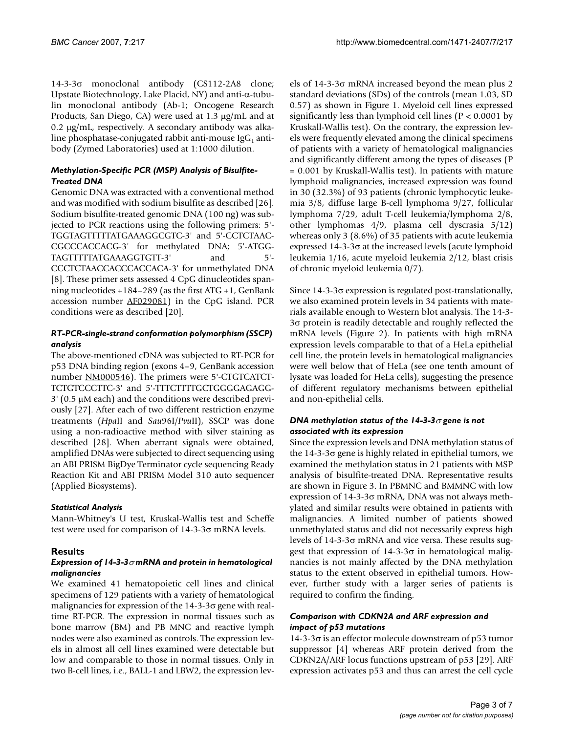14-3-3σ monoclonal antibody (CS112-2A8 clone; Upstate Biotechnology, Lake Placid, NY) and anti-α-tubulin monoclonal antibody (Ab-1; Oncogene Research Products, San Diego, CA) were used at 1.3 μg/mL and at 0.2 μg/mL, respectively. A secondary antibody was alkaline phosphatase-conjugated rabbit anti-mouse $IgG_1$ antibody (Zymed Laboratories) used at 1:1000 dilution.

### *Methylation-Specific PCR (MSP) Analysis of Bisulfite-Treated DNA*

Genomic DNA was extracted with a conventional method and was modified with sodium bisulfite as described [26]. Sodium bisulfite-treated genomic DNA (100 ng) was subjected to PCR reactions using the following primers: 5'-TGGTAGTTTTTATGAAAGGCGTC-3' and 5'-CCTCTAAC-CGCCCACCACG-3' for methylated DNA; 5'-ATGG-TAGTTTTTATGAAAGGTGTT-3' and 5'-CCCTCTAACCACCCACCACA-3' for unmethylated DNA [8]. These primer sets assessed 4 CpG dinucleotides spanning nucleotides +184–289 (as the first ATG +1, GenBank accession number AF029081) in the CpG island. PCR conditions were as described [20].

### *RT-PCR-single-strand conformation polymorphism (SSCP) analysis*

The above-mentioned cDNA was subjected to RT-PCR for p53 DNA binding region (exons 4–9, GenBank accession number NM000546). The primers were 5'-CTGTCATCT-TCTGTCCCTTC-3' and 5'-TTTCTTTTGCTGGGGAGAGG-3' (0.5 μM each) and the conditions were described previously [27]. After each of two different restriction enzyme treatments (*Hpa*II and *Sau*96I/*Pvu*II), SSCP was done using a non-radioactive method with silver staining as described [28]. When aberrant signals were obtained, amplified DNAs were subjected to direct sequencing using an ABI PRISM BigDye Terminator cycle sequencing Ready Reaction Kit and ABI PRISM Model 310 auto sequencer (Applied Biosystems).

### *Statistical Analysis*

Mann-Whitney's U test, Kruskal-Wallis test and Scheffe test were used for comparison of 14-3-3σ mRNA levels.

## Results

### *Expression of 14-3-3σ mRNA and protein in hematological malignancies*

We examined 41 hematopoietic cell lines and clinical specimens of 129 patients with a variety of hematological malignancies for expression of the 14-3-3σ gene with real-time RT-PCR. The expression in normal tissues such as bone marrow (BM) and PB MNC and reactive lymph nodes were also examined as controls. The expression levels in almost all cell lines examined were detectable but low and comparable to those in normal tissues. Only in two B-cell lines, i.e., BALL-1 and LBW2, the expression levels of 14-3-3σ mRNA increased beyond the mean plus 2 standard deviations (SDs) of the controls (mean 1.03, SD 0.57) as shown in Figure 1. Myeloid cell lines expressed significantly less than lymphoid cell lines ($P < 0.0001$ by Kruskall-Wallis test). On the contrary, the expression levels were frequently elevated among the clinical specimens of patients with a variety of hematological malignancies and significantly different among the types of diseases ($P = 0.001$ by Kruskall-Wallis test). In patients with mature lymphoid malignancies, increased expression was found in 30 (32.3%) of 93 patients (chronic lymphocytic leukemia 3/8, diffuse large B-cell lymphoma 9/27, follicular lymphoma 7/29, adult T-cell leukemia/lymphoma 2/8, other lymphomas 4/9, plasma cell dyscrasia 5/12) whereas only 3 (8.6%) of 35 patients with acute leukemia expressed 14-3-3σ at the increased levels (acute lymphoid leukemia 1/16, acute myeloid leukemia 2/12, blast crisis of chronic myeloid leukemia 0/7).

Since 14-3-3σ expression is regulated post-translationally, we also examined protein levels in 34 patients with materials available enough to Western blot analysis. The 14-3-3σ protein is readily detectable and roughly reflected the mRNA levels (Figure 2). In patients with high mRNA expression levels comparable to that of a HeLa epithelial cell line, the protein levels in hematological malignancies were well below that of HeLa (see one tenth amount of lysate was loaded for HeLa cells), suggesting the presence of different regulatory mechanisms between epithelial and non-epithelial cells.

### *DNA methylation status of the 14-3-3σ gene is not associated with its expression*

Since the expression levels and DNA methylation status of the 14-3-3σ gene is highly related in epithelial tumors, we examined the methylation status in 21 patients with MSP analysis of bisulfite-treated DNA. Representative results are shown in Figure 3. In PBMNC and BMMNC with low expression of 14-3-3σ mRNA, DNA was not always methylated and similar results were obtained in patients with malignancies. A limited number of patients showed unmethylated status and did not necessarily express high levels of 14-3-3σ mRNA and vice versa. These results suggest that expression of 14-3-3σ in hematological malignancies is not mainly affected by the DNA methylation status to the extent observed in epithelial tumors. However, further study with a larger series of patients is required to confirm the finding.

### *Comparison with CDKN2A and ARF expression and impact of p53 mutations*

14-3-3σ is an effector molecule downstream of p53 tumor suppressor [4] whereas ARF protein derived from the CDKN2A/ARF locus functions upstream of p53 [29]. ARF expression activates p53 and thus can arrest the cell cycle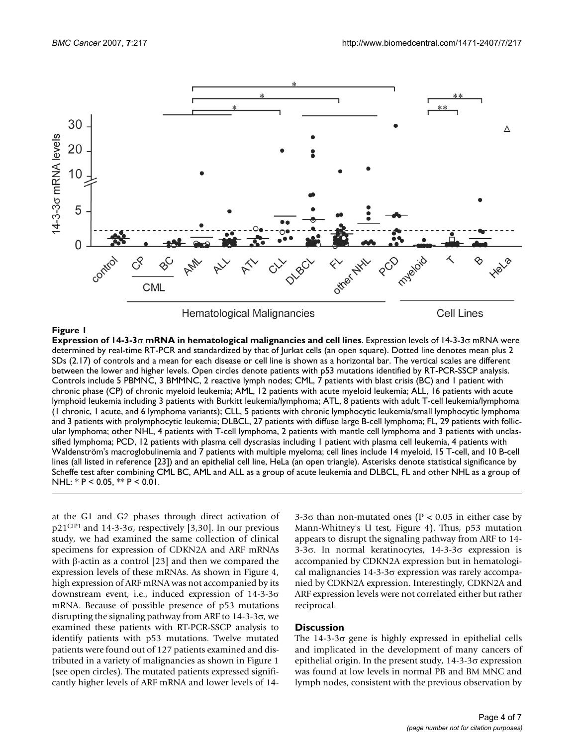**Figure 1**

**Expression of 14-3-3σ mRNA in hematological malignancies and cell lines**. Expression levels of 14-3-3σ mRNA were determined by real-time RT-PCR and standardized by that of Jurkat cells (an open square). Dotted line denotes mean plus 2 SDs (2.17) of controls and a mean for each disease or cell line is shown as a horizontal bar. The vertical scales are different between the lower and higher levels. Open circles denote patients with p53 mutations identified by RT-PCR-SSCP analysis. Controls include 5 PBMNC, 3 BMMNC, 2 reactive lymph nodes; CML, 7 patients with blast crisis (BC) and 1 patient with chronic phase (CP) of chronic myeloid leukemia; AML, 12 patients with acute myeloid leukemia; ALL, 16 patients with acute lymphoid leukemia including 3 patients with Burkitt leukemia/lymphoma; ATL, 8 patients with adult T-cell leukemia/lymphoma (1 chronic, 1 acute, and 6 lymphoma variants); CLL, 5 patients with chronic lymphocytic leukemia/small lymphocytic lymphoma and 3 patients with prolymphocytic leukemia; DLBCL, 27 patients with diffuse large B-cell lymphoma; FL, 29 patients with follicular lymphoma; other NHL, 4 patients with T-cell lymphoma, 2 patients with mantle cell lymphoma and 3 patients with unclassified lymphoma; PCD, 12 patients with plasma cell dyscrasias including 1 patient with plasma cell leukemia, 4 patients with Waldenström's macroglobulinemia and 7 patients with multiple myeloma; cell lines include 14 myeloid, 15 T-cell, and 10 B-cell lines (all listed in reference [23]) and an epithelial cell line, HeLa (an open triangle). Asterisks denote statistical significance by Scheffe test after combining CML BC, AML and ALL as a group of acute leukemia and DLBCL, FL and other NHL as a group of NHL: * P < 0.05, ** P < 0.01.

at the G1 and G2 phases through direct activation of p21[CIP1] and 14-3-3σ, respectively [3,30]. In our previous study, we had examined the same collection of clinical specimens for expression of CDKN2A and ARF mRNAs with β-actin as a control [23] and then we compared the expression levels of these mRNAs. As shown in Figure 4, high expression of ARF mRNA was not accompanied by its downstream event, i.e., induced expression of 14-3-3σ mRNA. Because of possible presence of p53 mutations disrupting the signaling pathway from ARF to 14-3-3σ, we examined these patients with RT-PCR-SSCP analysis to identify patients with p53 mutations. Twelve mutated patients were found out of 127 patients examined and distributed in a variety of malignancies as shown in Figure 1 (see open circles). The mutated patients expressed significantly higher levels of ARF mRNA and lower levels of 14-3-3σ than non-mutated ones (P < 0.05 in either case by Mann-Whitney's U test, Figure 4). Thus, p53 mutation appears to disrupt the signaling pathway from ARF to 14-3-3σ. In normal keratinocytes, 14-3-3σ expression is accompanied by CDKN2A expression but in hematological malignancies 14-3-3σ expression was rarely accompanied by CDKN2A expression. Interestingly, CDKN2A and ARF expression levels were not correlated either but rather reciprocal.

## Discussion

The 14-3-3σ gene is highly expressed in epithelial cells and implicated in the development of many cancers of epithelial origin. In the present study, 14-3-3σ expression was found at low levels in normal PB and BM MNC and lymph nodes, consistent with the previous observation by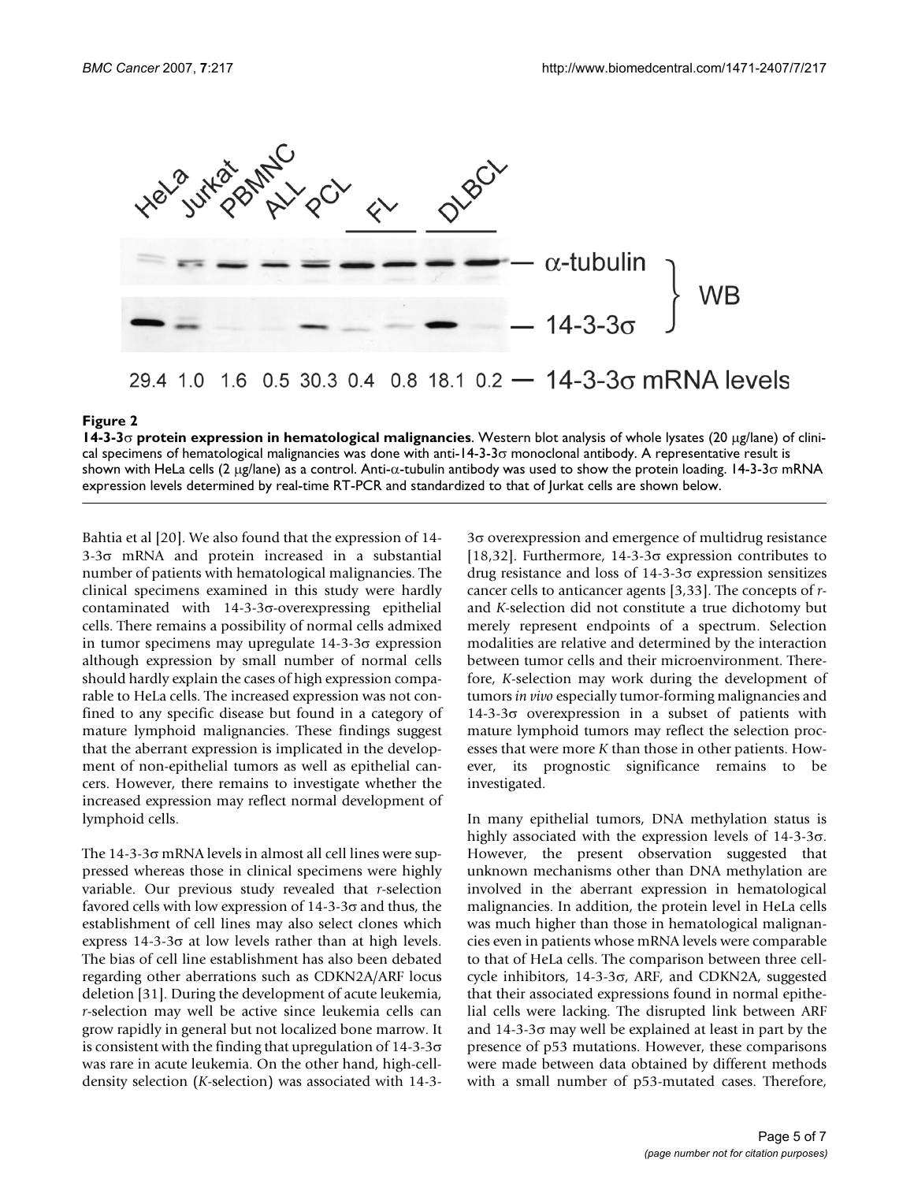**Figure 2**

**14-3-3σ protein expression in hematological malignancies**. Western blot analysis of whole lysates (20 μg/lane) of clinical specimens of hematological malignancies was done with anti-14-3-3σ monoclonal antibody. A representative result is shown with HeLa cells (2 μg/lane) as a control. Anti-α-tubulin antibody was used to show the protein loading. 14-3-3σ mRNA expression levels determined by real-time RT-PCR and standardized to that of Jurkat cells are shown below.

Bahtia et al [20]. We also found that the expression of 14-3-3σ mRNA and protein increased in a substantial number of patients with hematological malignancies. The clinical specimens examined in this study were hardly contaminated with 14-3-3σ-overexpressing epithelial cells. There remains a possibility of normal cells admixed in tumor specimens may upregulate 14-3-3σ expression although expression by small number of normal cells should hardly explain the cases of high expression comparable to HeLa cells. The increased expression was not confined to any specific disease but found in a category of mature lymphoid malignancies. These findings suggest that the aberrant expression is implicated in the development of non-epithelial tumors as well as epithelial cancers. However, there remains to investigate whether the increased expression may reflect normal development of lymphoid cells.

The 14-3-3σ mRNA levels in almost all cell lines were suppressed whereas those in clinical specimens were highly variable. Our previous study revealed that *r*-selection favored cells with low expression of 14-3-3σ and thus, the establishment of cell lines may also select clones which express 14-3-3σ at low levels rather than at high levels. The bias of cell line establishment has also been debated regarding other aberrations such as CDKN2A/ARF locus deletion [31]. During the development of acute leukemia, *r*-selection may well be active since leukemia cells can grow rapidly in general but not localized bone marrow. It is consistent with the finding that upregulation of 14-3-3σ was rare in acute leukemia. On the other hand, high-cell-density selection (*K*-selection) was associated with 14-3-3σ overexpression and emergence of multidrug resistance [18,32]. Furthermore, 14-3-3σ expression contributes to drug resistance and loss of 14-3-3σ expression sensitizes cancer cells to anticancer agents [3,33]. The concepts of *r*- and *K*-selection did not constitute a true dichotomy but merely represent endpoints of a spectrum. Selection modalities are relative and determined by the interaction between tumor cells and their microenvironment. Therefore, *K*-selection may work during the development of tumors *in vivo* especially tumor-forming malignancies and 14-3-3σ overexpression in a subset of patients with mature lymphoid tumors may reflect the selection processes that were more *K* than those in other patients. However, its prognostic significance remains to be investigated.

In many epithelial tumors, DNA methylation status is highly associated with the expression levels of 14-3-3σ. However, the present observation suggested that unknown mechanisms other than DNA methylation are involved in the aberrant expression in hematological malignancies. In addition, the protein level in HeLa cells was much higher than those in hematological malignancies even in patients whose mRNA levels were comparable to that of HeLa cells. The comparison between three cell-cycle inhibitors, 14-3-3σ, ARF, and CDKN2A, suggested that their associated expressions found in normal epithelial cells were lacking. The disrupted link between ARF and 14-3-3σ may well be explained at least in part by the presence of p53 mutations. However, these comparisons were made between data obtained by different methods with a small number of p53-mutated cases. Therefore,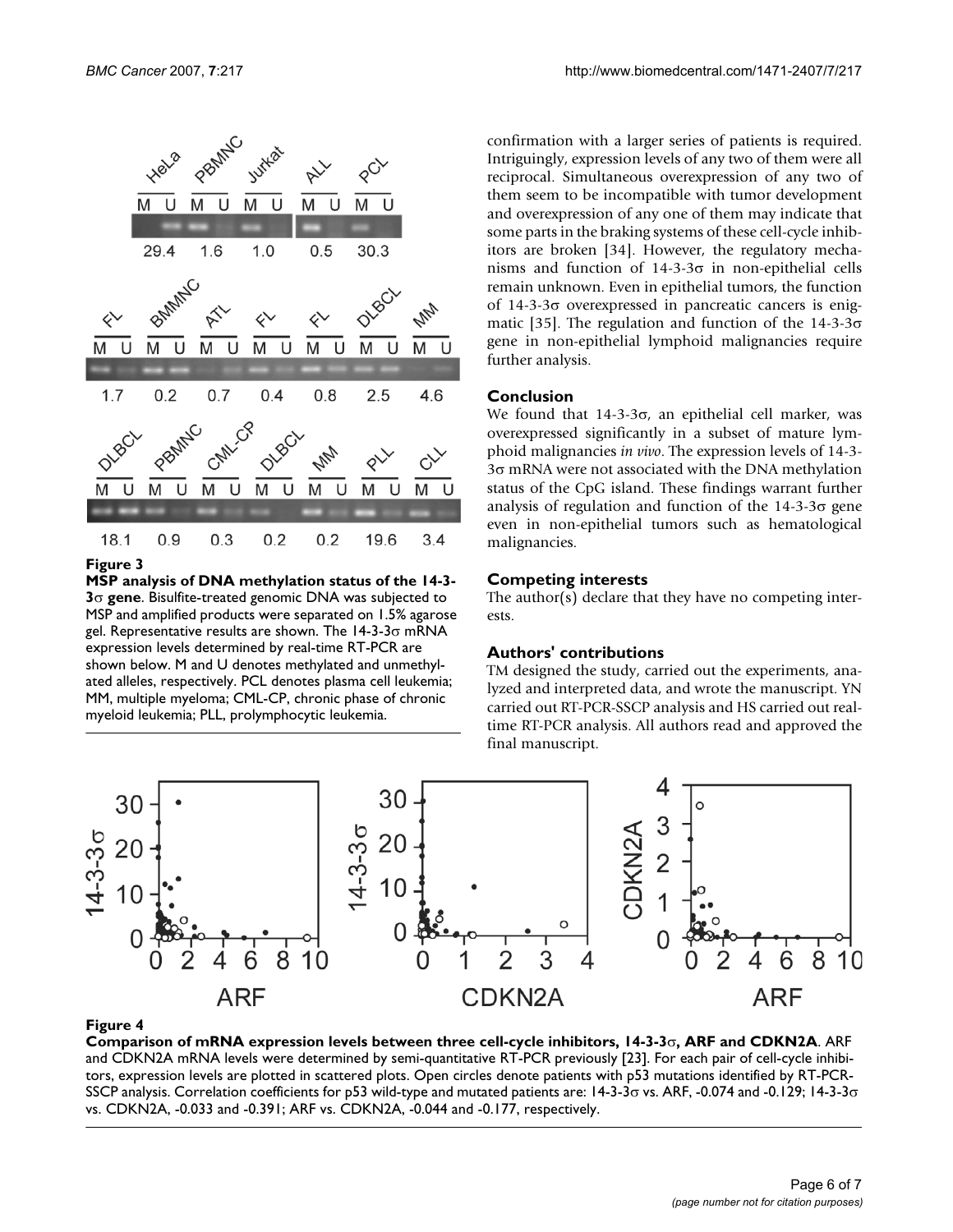**Figure 3**

**MSP analysis of DNA methylation status of the 14-3-3σ gene**. Bisulfite-treated genomic DNA was subjected to MSP and amplified products were separated on 1.5% agarose gel. Representative results are shown. The 14-3-3σ mRNA expression levels determined by real-time RT-PCR are shown below. M and U denotes methylated and unmethylated alleles, respectively. PCL denotes plasma cell leukemia; MM, multiple myeloma; CML-CP, chronic phase of chronic myeloid leukemia; PLL, prolymphocytic leukemia.

confirmation with a larger series of patients is required. Intriguingly, expression levels of any two of them were all reciprocal. Simultaneous overexpression of any two of them seem to be incompatible with tumor development and overexpression of any one of them may indicate that some parts in the braking systems of these cell-cycle inhibitors are broken [34]. However, the regulatory mechanisms and function of 14-3-3σ in non-epithelial cells remain unknown. Even in epithelial tumors, the function of 14-3-3σ overexpressed in pancreatic cancers is enigmatic [35]. The regulation and function of the 14-3-3σ gene in non-epithelial lymphoid malignancies require further analysis.

## Conclusion

We found that 14-3-3σ, an epithelial cell marker, was overexpressed significantly in a subset of mature lymphoid malignancies *in vivo*. The expression levels of 14-3-3σ mRNA were not associated with the DNA methylation status of the CpG island. These findings warrant further analysis of regulation and function of the 14-3-3σ gene even in non-epithelial tumors such as hematological malignancies.

## Competing interests

The author(s) declare that they have no competing interests.

## Authors' contributions

TM designed the study, carried out the experiments, analyzed and interpreted data, and wrote the manuscript. YN carried out RT-PCR-SSCP analysis and HS carried out real-time RT-PCR analysis. All authors read and approved the final manuscript.

**Figure 4**

**Comparison of mRNA expression levels between three cell-cycle inhibitors, 14-3-3σ, ARF and CDKN2A**. ARF and CDKN2A mRNA levels were determined by semi-quantitative RT-PCR previously [23]. For each pair of cell-cycle inhibitors, expression levels are plotted in scattered plots. Open circles denote patients with p53 mutations identified by RT-PCR-SSCP analysis. Correlation coefficients for p53 wild-type and mutated patients are: 14-3-3σ vs. ARF, -0.074 and -0.129; 14-3-3σ vs. CDKN2A, -0.033 and -0.391; ARF vs. CDKN2A, -0.044 and -0.177, respectively.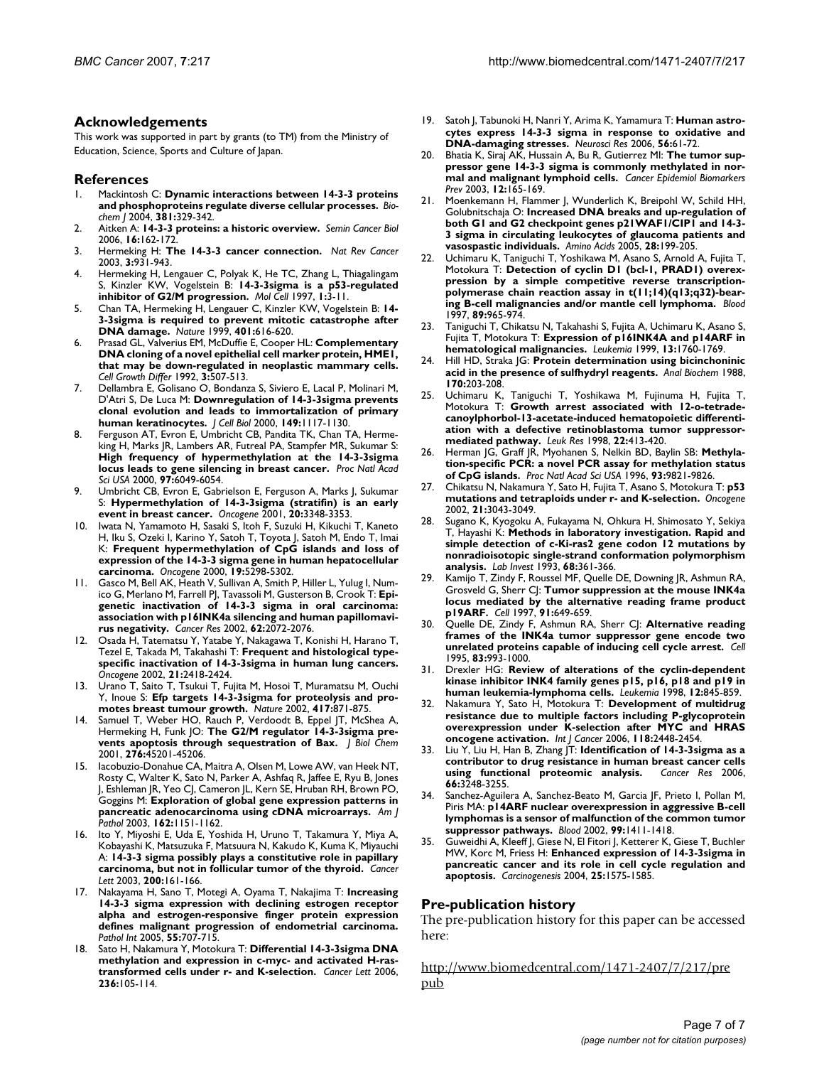## Acknowledgements

This work was supported in part by grants (to TM) from the Ministry of Education, Science, Sports and Culture of Japan.

## References

1. Mackintosh C: **Dynamic interactions between 14-3-3 proteins and phosphoproteins regulate diverse cellular processes.** *Biochem J* 2004, **381:**329-342.
2. Aitken A: **14-3-3 proteins: a historic overview.** *Semin Cancer Biol* 2006, **16:**162-172.
3. Hermeking H: **The 14-3-3 cancer connection.** *Nat Rev Cancer* 2003, **3:**931-943.
4. Hermeking H, Lengauer C, Polyak K, He TC, Zhang L, Thiagalingam S, Kinzler KW, Vogelstein B: **14-3-3sigma is a p53-regulated inhibitor of G2/M progression.** *Mol Cell* 1997, **1:**3-11.
5. Chan TA, Hermeking H, Lengauer C, Kinzler KW, Vogelstein B: **14-3-3sigma is required to prevent mitotic catastrophe after DNA damage.** *Nature* 1999, **401:**616-620.
6. Prasad GL, Valverius EM, McDuffie E, Cooper HL: **Complementary DNA cloning of a novel epithelial cell marker protein, HME1, that may be down-regulated in neoplastic mammary cells.** *Cell Growth Differ* 1992, **3:**507-513.
7. Dellambra E, Golisano O, Bondanza S, Siviero E, Lacal P, Molinari M, D'Atri S, De Luca M: **Downregulation of 14-3-3sigma prevents clonal evolution and leads to immortalization of primary human keratinocytes.** *J Cell Biol* 2000, **149:**1117-1130.
8. Ferguson AT, Evron E, Umbricht CB, Pandita TK, Chan TA, Hermeking H, Marks JR, Lambers AR, Futreal PA, Stampfer MR, Sukumar S: **High frequency of hypermethylation at the 14-3-3sigma locus leads to gene silencing in breast cancer.** *Proc Natl Acad Sci USA* 2000, **97:**6049-6054.
9. Umbricht CB, Evron E, Gabrielson E, Ferguson A, Marks J, Sukumar S: **Hypermethylation of 14-3-3sigma (stratifin) is an early event in breast cancer.** *Oncogene* 2001, **20:**3348-3353.
10. Iwata N, Yamamoto H, Sasaki S, Itoh F, Suzuki H, Kikuchi T, Kaneto H, Iku S, Ozeki I, Karino Y, Satoh T, Toyota J, Satoh M, Endo T, Imai K: **Frequent hypermethylation of CpG islands and loss of expression of the 14-3-3 sigma gene in human hepatocellular carcinoma.** *Oncogene* 2000, **19:**5298-5302.
11. Gasco M, Bell AK, Heath V, Sullivan A, Smith P, Hiller L, Yulug I, Numico G, Merlano M, Farrell PJ, Tavassoli M, Gusterson B, Crook T: **Epigenetic inactivation of 14-3-3 sigma in oral carcinoma: association with p16INK4a silencing and human papillomavirus negativity.** *Cancer Res* 2002, **62:**2072-2076.
12. Osada H, Tatematsu Y, Yatabe Y, Nakagawa T, Konishi H, Harano T, Tezel E, Takada M, Takahashi T: **Frequent and histological type-specific inactivation of 14-3-3sigma in human lung cancers.** *Oncogene* 2002, **21:**2418-2424.
13. Urano T, Saito T, Tsukui T, Fujita M, Hosoi T, Muramatsu M, Ouchi Y, Inoue S: **Efp targets 14-3-3sigma for proteolysis and promotes breast tumour growth.** *Nature* 2002, **417:**871-875.
14. Samuel T, Weber HO, Rauch P, Verdoodt B, Eppel JT, McShea A, Hermeking H, Funk JO: **The G2/M regulator 14-3-3sigma prevents apoptosis through sequestration of Bax.** *J Biol Chem* 2001, **276:**45201-45206.
15. Iacobuzio-Donahue CA, Maitra A, Olsen M, Lowe AW, van Heek NT, Rosty C, Walter K, Sato N, Parker A, Ashfaq R, Jaffee E, Ryu B, Jones J, Eshleman JR, Yeo CJ, Cameron JL, Kern SE, Hruban RH, Brown PO, Goggins M: **Exploration of global gene expression patterns in pancreatic adenocarcinoma using cDNA microarrays.** *Am J Pathol* 2003, **162:**1151-1162.
16. Ito Y, Miyoshi E, Uda E, Yoshida H, Uruno T, Takamura Y, Miya A, Kobayashi K, Matsuzuka F, Matsuura N, Kakudo K, Kuma K, Miyauchi A: **14-3-3 sigma possibly plays a constitutive role in papillary carcinoma, but not in follicular tumor of the thyroid.** *Cancer Lett* 2003, **200:**161-166.
17. Nakayama H, Sano T, Motegi A, Oyama T, Nakajima T: **Increasing 14-3-3 sigma expression with declining estrogen receptor alpha and estrogen-responsive finger protein expression defines malignant progression of endometrial carcinoma.** *Pathol Int* 2005, **55:**707-715.
18. Sato H, Nakamura Y, Motokura T: **Differential 14-3-3sigma DNA methylation and expression in c-myc- and activated H-ras-transformed cells under r- and K-selection.** *Cancer Lett* 2006, **236:**105-114.
19. Satoh J, Tabunoki H, Nanri Y, Arima K, Yamamura T: **Human astrocytes express 14-3-3 sigma in response to oxidative and DNA-damaging stresses.** *Neurosci Res* 2006, **56:**61-72.
20. Bhatia K, Siraj AK, Hussain A, Bu R, Gutierrez MI: **The tumor suppressor gene 14-3-3 sigma is commonly methylated in normal and malignant lymphoid cells.** *Cancer Epidemiol Biomarkers Prev* 2003, **12:**165-169.
21. Moenkemann H, Flammer J, Wunderlich K, Breipohl W, Schild HH, Golubnitschaja O: **Increased DNA breaks and up-regulation of both G1 and G2 checkpoint genes p21WAF1/CIP1 and 14-3-3 sigma in circulating leukocytes of glaucoma patients and vasospastic individuals.** *Amino Acids* 2005, **28:**199-205.
22. Uchimaru K, Taniguchi T, Yoshikawa M, Asano S, Arnold A, Fujita T, Motokura T: **Detection of cyclin D1 (bcl-1, PRAD1) overexpression by a simple competitive reverse transcription-polymerase chain reaction assay in t(11;14)(q13;q32)-bearing B-cell malignancies and/or mantle cell lymphoma.** *Blood* 1997, **89:**965-974.
23. Taniguchi T, Chikatsu N, Takahashi S, Fujita A, Uchimaru K, Asano S, Fujita T, Motokura T: **Expression of p16INK4A and p14ARF in hematological malignancies.** *Leukemia* 1999, **13:**1760-1769.
24. Hill HD, Straka JG: **Protein determination using bicinchoninic acid in the presence of sulfhydryl reagents.** *Anal Biochem* 1988, **170:**203-208.
25. Uchimaru K, Taniguchi T, Yoshikawa M, Fujinuma H, Fujita T, Motokura T: **Growth arrest associated with 12-o-tetradecanoylphorbol-13-acetate-induced hematopoietic differentiation with a defective retinoblastoma tumor suppressor-mediated pathway.** *Leuk Res* 1998, **22:**413-420.
26. Herman JG, Graff JR, Myohanen S, Nelkin BD, Baylin SB: **Methylation-specific PCR: a novel PCR assay for methylation status of CpG islands.** *Proc Natl Acad Sci USA* 1996, **93:**9821-9826.
27. Chikatsu N, Nakamura Y, Sato H, Fujita T, Asano S, Motokura T: **p53 mutations and tetraploids under r- and K-selection.** *Oncogene* 2002, **21:**3043-3049.
28. Sugano K, Kyogoku A, Fukayama N, Ohkura H, Shimosato Y, Sekiya T, Hayashi K: **Methods in laboratory investigation. Rapid and simple detection of c-Ki-ras2 gene codon 12 mutations by nonradioisotopic single-strand conformation polymorphism analysis.** *Lab Invest* 1993, **68:**361-366.
29. Kamijo T, Zindy F, Roussel MF, Quelle DE, Downing JR, Ashmun RA, Grosveld G, Sherr CJ: **Tumor suppression at the mouse INK4a locus mediated by the alternative reading frame product p19ARF.** *Cell* 1997, **91:**649-659.
30. Quelle DE, Zindy F, Ashmun RA, Sherr CJ: **Alternative reading frames of the INK4a tumor suppressor gene encode two unrelated proteins capable of inducing cell cycle arrest.** *Cell* 1995, **83:**993-1000.
31. Drexler HG: **Review of alterations of the cyclin-dependent kinase inhibitor INK4 family genes p15, p16, p18 and p19 in human leukemia-lymphoma cells.** *Leukemia* 1998, **12:**845-859.
32. Nakamura Y, Sato H, Motokura T: **Development of multidrug resistance due to multiple factors including P-glycoprotein overexpression under K-selection after MYC and HRAS oncogene activation.** *Int J Cancer* 2006, **118:**2448-2454.
33. Liu Y, Liu H, Han B, Zhang JT: **Identification of 14-3-3sigma as a contributor to drug resistance in human breast cancer cells using functional proteomic analysis.** *Cancer Res* 2006, **66:**3248-3255.
34. Sanchez-Aguilera A, Sanchez-Beato M, Garcia JF, Prieto I, Pollan M, Piris MA: **p14ARF nuclear overexpression in aggressive B-cell lymphomas is a sensor of malfunction of the common tumor suppressor pathways.** *Blood* 2002, **99:**1411-1418.
35. Guweidhi A, Kleeff J, Giese N, El Fitori J, Ketterer K, Giese T, Buchler MW, Korc M, Friess H: **Enhanced expression of 14-3-3sigma in pancreatic cancer and its role in cell cycle regulation and apoptosis.** *Carcinogenesis* 2004, **25:**1575-1585.

## Pre-publication history

The pre-publication history for this paper can be accessed here:

http://www.biomedcentral.com/1471-2407/7/217/prepub